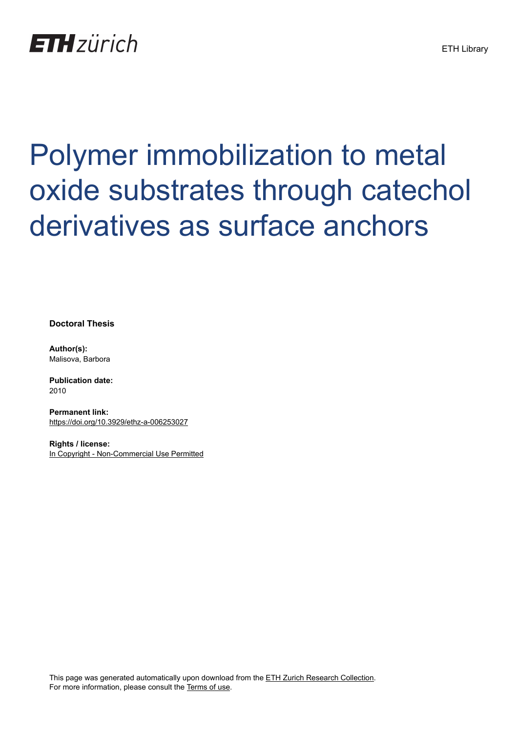ETH zürich

ETH Library

# Polymer immobilization to metal oxide substrates through catechol derivatives as surface anchors

**Doctoral Thesis**

**Author(s):**
Malisova, Barbora

**Publication date:**
2010

**Permanent link:**
https://doi.org/10.3929/ethz-a-006253027

**Rights / license:**
In Copyright - Non-Commercial Use Permitted

This page was generated automatically upon download from the ETH Zurich Research Collection.
For more information, please consult the Terms of use.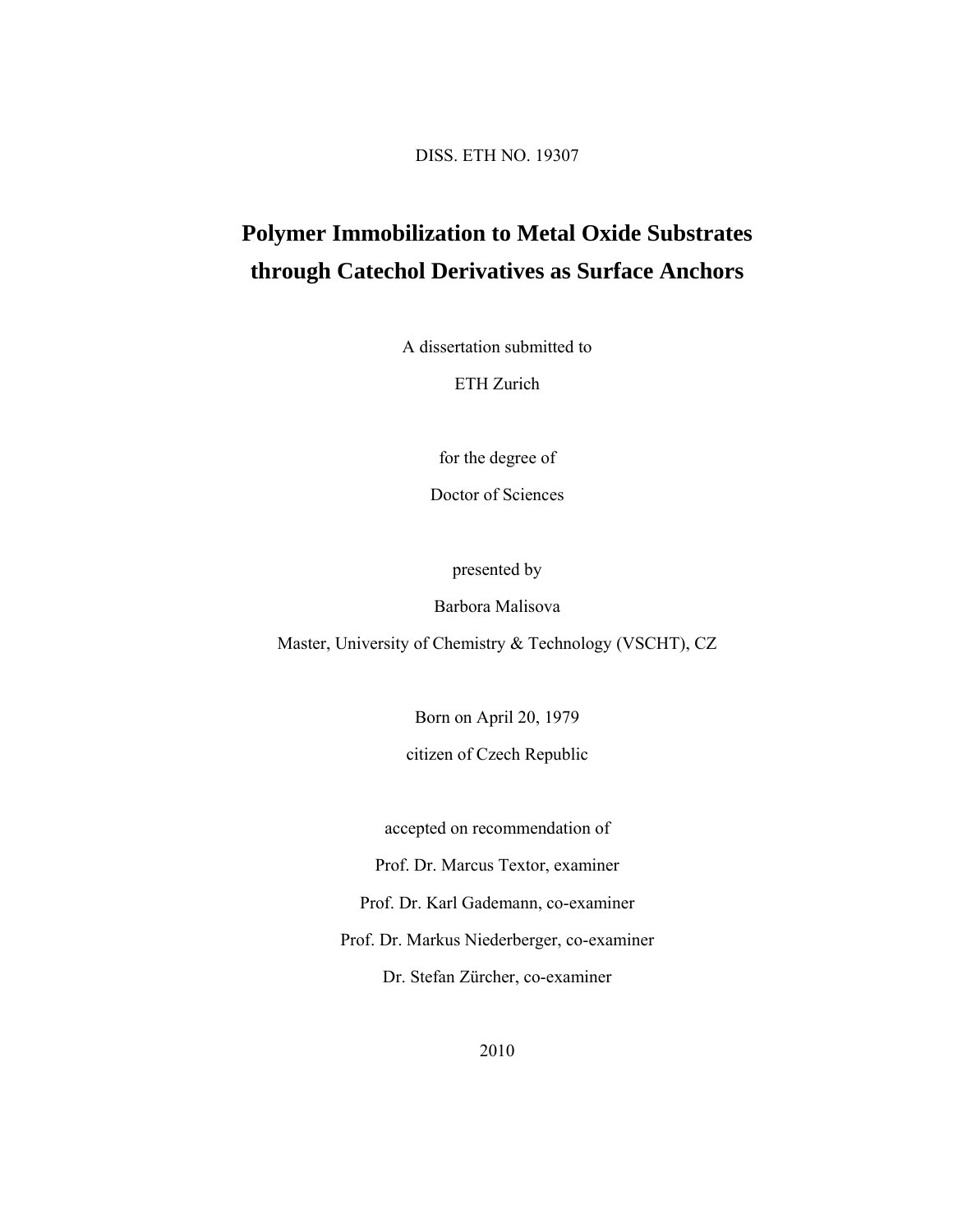DISS. ETH NO. 19307

# Polymer Immobilization to Metal Oxide Substrates through Catechol Derivatives as Surface Anchors

A dissertation submitted to

ETH Zurich

for the degree of

Doctor of Sciences

presented by

Barbora Malisova

Master, University of Chemistry & Technology (VSCHT), CZ

Born on April 20, 1979

citizen of Czech Republic

accepted on recommendation of

Prof. Dr. Marcus Textor, examiner

Prof. Dr. Karl Gademann, co-examiner

Prof. Dr. Markus Niederberger, co-examiner

Dr. Stefan Zürcher, co-examiner

2010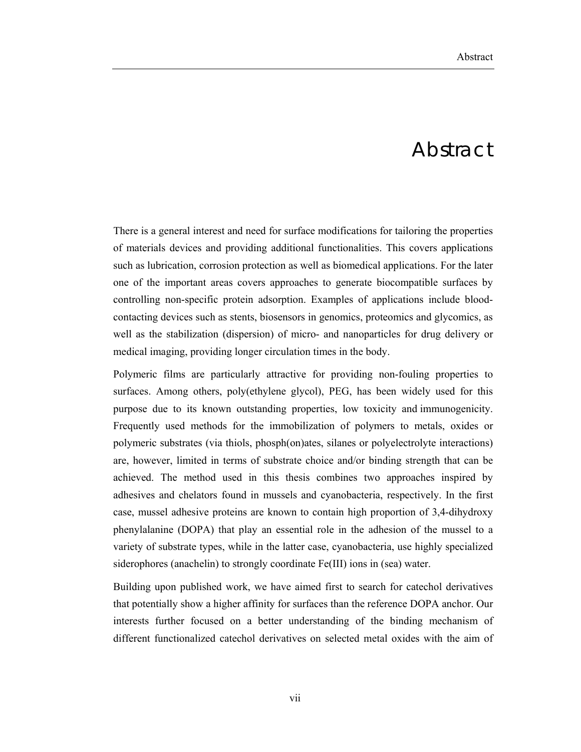# Abstract

There is a general interest and need for surface modifications for tailoring the properties of materials devices and providing additional functionalities. This covers applications such as lubrication, corrosion protection as well as biomedical applications. For the later one of the important areas covers approaches to generate biocompatible surfaces by controlling non-specific protein adsorption. Examples of applications include blood-contacting devices such as stents, biosensors in genomics, proteomics and glycomics, as well as the stabilization (dispersion) of micro- and nanoparticles for drug delivery or medical imaging, providing longer circulation times in the body.

Polymeric films are particularly attractive for providing non-fouling properties to surfaces. Among others, poly(ethylene glycol), PEG, has been widely used for this purpose due to its known outstanding properties, low toxicity and immunogenicity. Frequently used methods for the immobilization of polymers to metals, oxides or polymeric substrates (via thiols, phosph(on)ates, silanes or polyelectrolyte interactions) are, however, limited in terms of substrate choice and/or binding strength that can be achieved. The method used in this thesis combines two approaches inspired by adhesives and chelators found in mussels and cyanobacteria, respectively. In the first case, mussel adhesive proteins are known to contain high proportion of 3,4-dihydroxy phenylalanine (DOPA) that play an essential role in the adhesion of the mussel to a variety of substrate types, while in the latter case, cyanobacteria, use highly specialized siderophores (anachelin) to strongly coordinate Fe(III) ions in (sea) water.

Building upon published work, we have aimed first to search for catechol derivatives that potentially show a higher affinity for surfaces than the reference DOPA anchor. Our interests further focused on a better understanding of the binding mechanism of different functionalized catechol derivatives on selected metal oxides with the aim of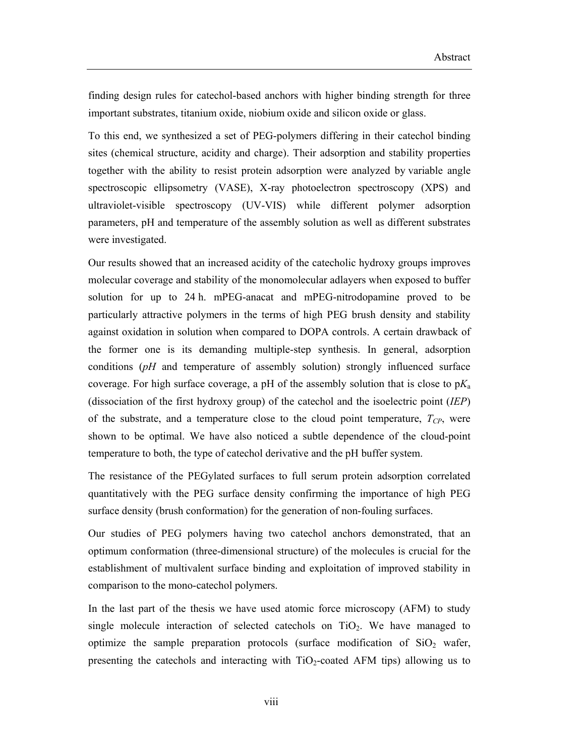finding design rules for catechol-based anchors with higher binding strength for three important substrates, titanium oxide, niobium oxide and silicon oxide or glass.

To this end, we synthesized a set of PEG-polymers differing in their catechol binding sites (chemical structure, acidity and charge). Their adsorption and stability properties together with the ability to resist protein adsorption were analyzed by variable angle spectroscopic ellipsometry (VASE), X-ray photoelectron spectroscopy (XPS) and ultraviolet-visible spectroscopy (UV-VIS) while different polymer adsorption parameters, pH and temperature of the assembly solution as well as different substrates were investigated.

Our results showed that an increased acidity of the catecholic hydroxy groups improves molecular coverage and stability of the monomolecular adlayers when exposed to buffer solution for up to 24 h. mPEG-anacat and mPEG-nitrodopamine proved to be particularly attractive polymers in the terms of high PEG brush density and stability against oxidation in solution when compared to DOPA controls. A certain drawback of the former one is its demanding multiple-step synthesis. In general, adsorption conditions (*pH* and temperature of assembly solution) strongly influenced surface coverage. For high surface coverage, a pH of the assembly solution that is close to $pK_a$ (dissociation of the first hydroxy group) of the catechol and the isoelectric point (*IEP*) of the substrate, and a temperature close to the cloud point temperature, $T_{CP}$, were shown to be optimal. We have also noticed a subtle dependence of the cloud-point temperature to both, the type of catechol derivative and the pH buffer system.

The resistance of the PEGylated surfaces to full serum protein adsorption correlated quantitatively with the PEG surface density confirming the importance of high PEG surface density (brush conformation) for the generation of non-fouling surfaces.

Our studies of PEG polymers having two catechol anchors demonstrated, that an optimum conformation (three-dimensional structure) of the molecules is crucial for the establishment of multivalent surface binding and exploitation of improved stability in comparison to the mono-catechol polymers.

In the last part of the thesis we have used atomic force microscopy (AFM) to study single molecule interaction of selected catechols on $TiO_2$. We have managed to optimize the sample preparation protocols (surface modification of $SiO_2$ wafer, presenting the catechols and interacting with $TiO_2$-coated AFM tips) allowing us to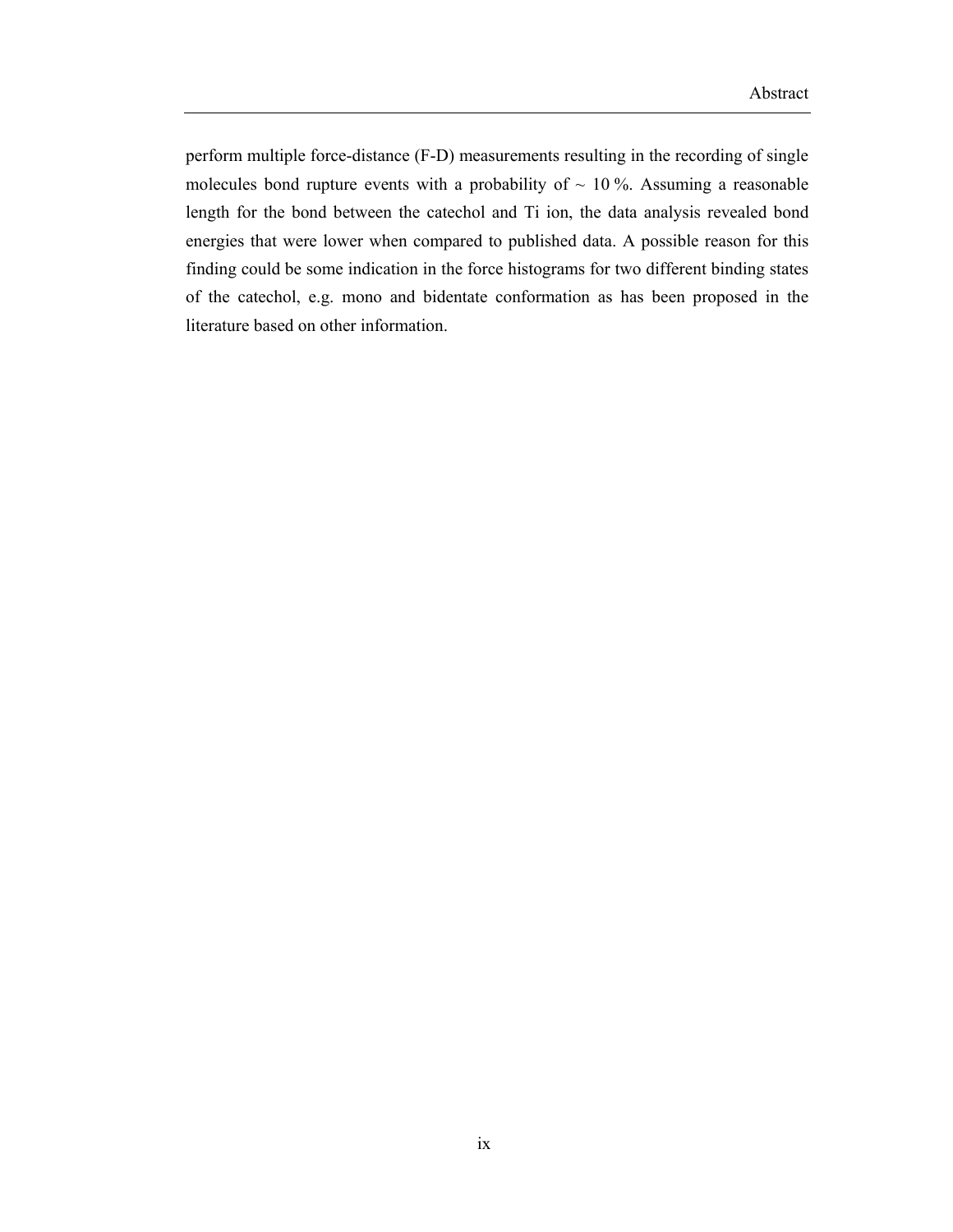perform multiple force-distance (F-D) measurements resulting in the recording of single molecules bond rupture events with a probability of ~ 10 %. Assuming a reasonable length for the bond between the catechol and Ti ion, the data analysis revealed bond energies that were lower when compared to published data. A possible reason for this finding could be some indication in the force histograms for two different binding states of the catechol, e.g. mono and bidentate conformation as has been proposed in the literature based on other information.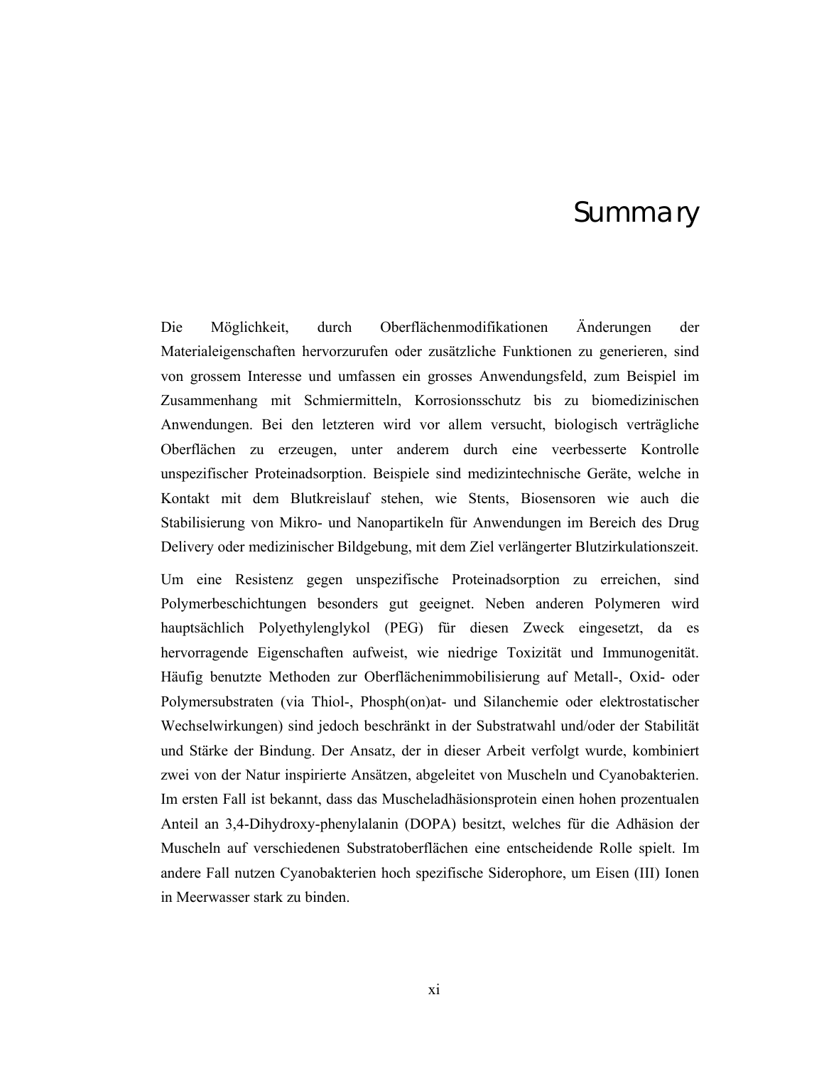# Summary

Die Möglichkeit, durch Oberflächenmodifikationen Änderungen der Materialeigenschaften hervorzurufen oder zusätzliche Funktionen zu generieren, sind von grossem Interesse und umfassen ein grosses Anwendungsfeld, zum Beispiel im Zusammenhang mit Schmiermitteln, Korrosionsschutz bis zu biomedizinischen Anwendungen. Bei den letzteren wird vor allem versucht, biologisch verträgliche Oberflächen zu erzeugen, unter anderem durch eine veerbesserte Kontrolle unspezifischer Proteinadsorption. Beispiele sind medizintechnische Geräte, welche in Kontakt mit dem Blutkreislauf stehen, wie Stents, Biosensoren wie auch die Stabilisierung von Mikro- und Nanopartikeln für Anwendungen im Bereich des Drug Delivery oder medizinischer Bildgebung, mit dem Ziel verlängerter Blutzirkulationszeit.

Um eine Resistenz gegen unspezifische Proteinadsorption zu erreichen, sind Polymerbeschichtungen besonders gut geeignet. Neben anderen Polymeren wird hauptsächlich Polyethylenglykol (PEG) für diesen Zweck eingesetzt, da es hervorragende Eigenschaften aufweist, wie niedrige Toxizität und Immunogenität. Häufig benutzte Methoden zur Oberflächenimmobilisierung auf Metall-, Oxid- oder Polymersubstraten (via Thiol-, Phosph(on)at- und Silanchemie oder elektrostatischer Wechselwirkungen) sind jedoch beschränkt in der Substratwahl und/oder der Stabilität und Stärke der Bindung. Der Ansatz, der in dieser Arbeit verfolgt wurde, kombiniert zwei von der Natur inspirierte Ansätzen, abgeleitet von Muscheln und Cyanobakterien. Im ersten Fall ist bekannt, dass das Muscheladhäsionsprotein einen hohen prozentualen Anteil an 3,4-Dihydroxy-phenylalanin (DOPA) besitzt, welches für die Adhäsion der Muscheln auf verschiedenen Substratoberflächen eine entscheidende Rolle spielt. Im andere Fall nutzen Cyanobakterien hoch spezifische Siderophore, um Eisen (III) Ionen in Meerwasser stark zu binden.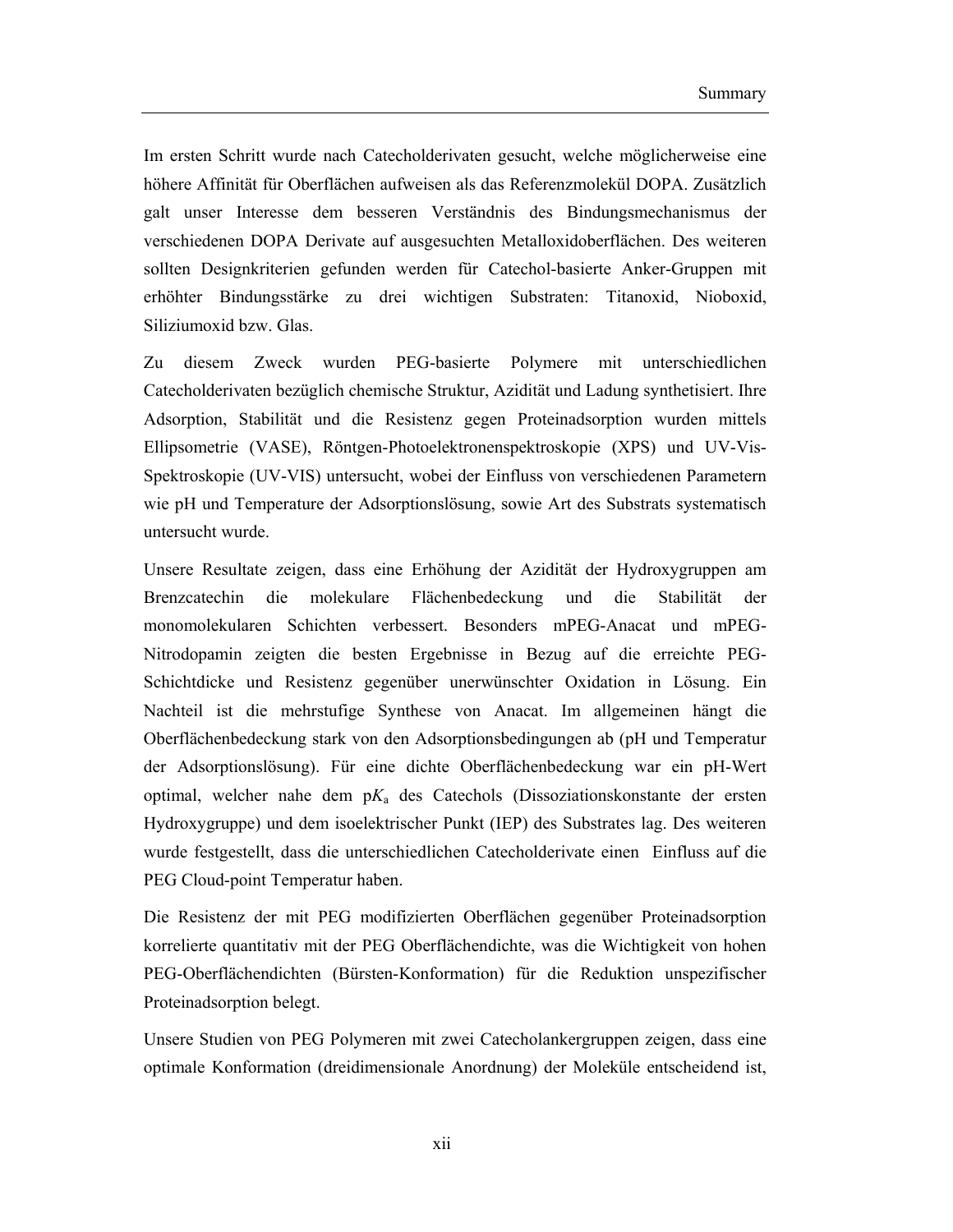Im ersten Schritt wurde nach Catecholderivaten gesucht, welche möglicherweise eine höhere Affinität für Oberflächen aufweisen als das Referenzmolekül DOPA. Zusätzlich galt unser Interesse dem besseren Verständnis des Bindungsmechanismus der verschiedenen DOPA Derivate auf ausgesuchten Metalloxidoberflächen. Des weiteren sollten Designkriterien gefunden werden für Catechol-basierte Anker-Gruppen mit erhöhter Bindungsstärke zu drei wichtigen Substraten: Titanoxid, Nioboxid, Siliziumoxid bzw. Glas.

Zu diesem Zweck wurden PEG-basierte Polymere mit unterschiedlichen Catecholderivaten bezüglich chemische Struktur, Azidität und Ladung synthetisiert. Ihre Adsorption, Stabilität und die Resistenz gegen Proteinadsorption wurden mittels Ellipsometrie (VASE), Röntgen-Photoelektronenspektroskopie (XPS) und UV-Vis-Spektroskopie (UV-VIS) untersucht, wobei der Einfluss von verschiedenen Parametern wie pH und Temperature der Adsorptionslösung, sowie Art des Substrats systematisch untersucht wurde.

Unsere Resultate zeigen, dass eine Erhöhung der Azidität der Hydroxygruppen am Brenzcatechin die molekulare Flächenbedeckung und die Stabilität der monomolekularen Schichten verbessert. Besonders mPEG-Anacat und mPEG-Nitrodopamin zeigten die besten Ergebnisse in Bezug auf die erreichte PEG-Schichtdicke und Resistenz gegenüber unerwünschter Oxidation in Lösung. Ein Nachteil ist die mehrstufige Synthese von Anacat. Im allgemeinen hängt die Oberflächenbedeckung stark von den Adsorptionsbedingungen ab (pH und Temperatur der Adsorptionslösung). Für eine dichte Oberflächenbedeckung war ein pH-Wert optimal, welcher nahe dem p$K_a$ des Catechols (Dissoziationskonstante der ersten Hydroxygruppe) und dem isoelektrischer Punkt (IEP) des Substrates lag. Des weiteren wurde festgestellt, dass die unterschiedlichen Catecholderivate einen Einfluss auf die PEG Cloud-point Temperatur haben.

Die Resistenz der mit PEG modifizierten Oberflächen gegenüber Proteinadsorption korrelierte quantitativ mit der PEG Oberflächendichte, was die Wichtigkeit von hohen PEG-Oberflächendichten (Bürsten-Konformation) für die Reduktion unspezifischer Proteinadsorption belegt.

Unsere Studien von PEG Polymeren mit zwei Catecholankergruppen zeigen, dass eine optimale Konformation (dreidimensionale Anordnung) der Moleküle entscheidend ist,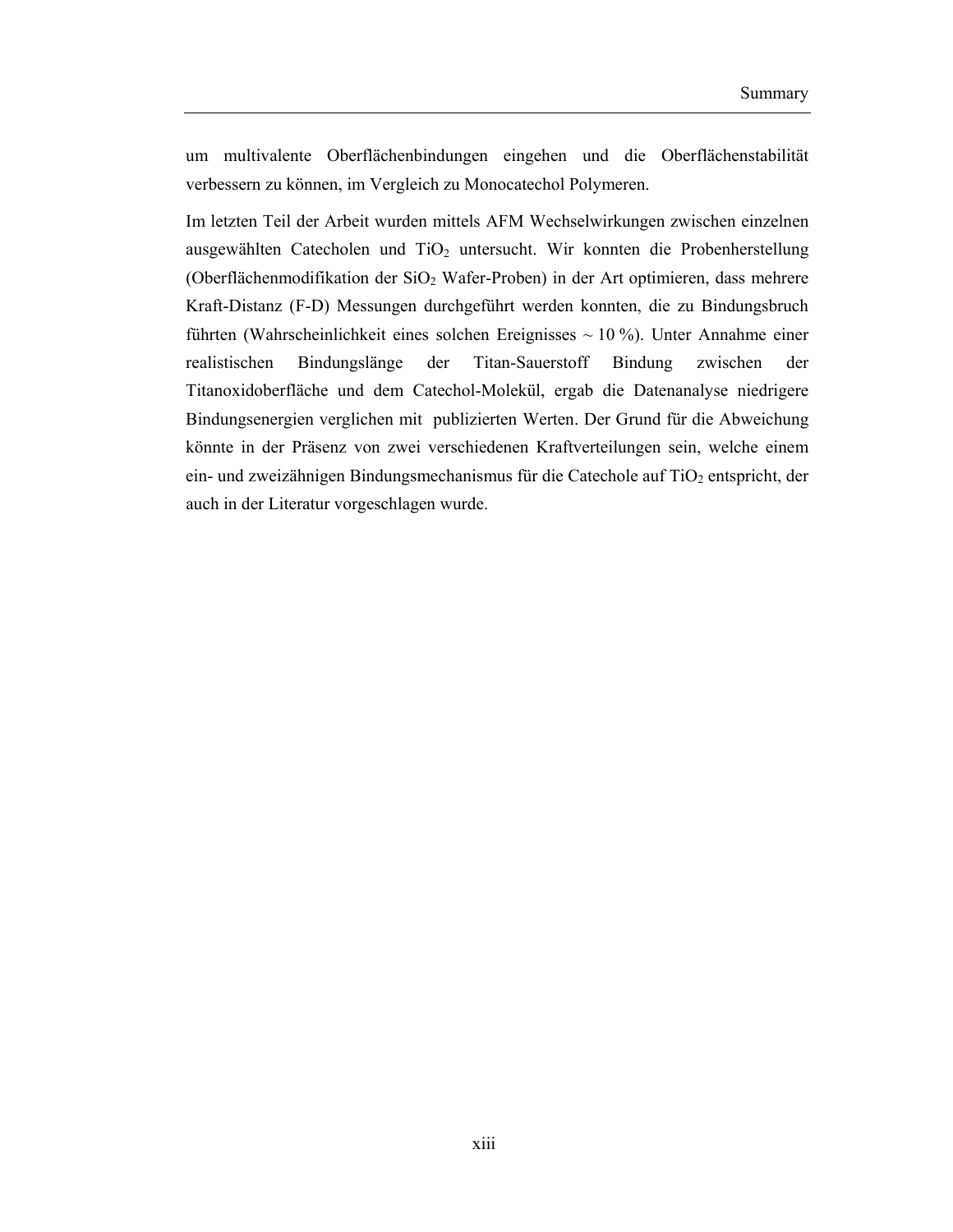um multivalente Oberflächenbindungen eingehen und die Oberflächenstabilität verbessern zu können, im Vergleich zu Monocatechol Polymeren.

Im letzten Teil der Arbeit wurden mittels AFM Wechselwirkungen zwischen einzelnen ausgewählten Catecholen und $TiO_2$ untersucht. Wir konnten die Probenherstellung (Oberflächenmodifikation der $SiO_2$ Wafer-Proben) in der Art optimieren, dass mehrere Kraft-Distanz (F-D) Messungen durchgeführt werden konnten, die zu Bindungsbruch führten (Wahrscheinlichkeit eines solchen Ereignisses ~ 10 %). Unter Annahme einer realistischen Bindungslänge der Titan-Sauerstoff Bindung zwischen der Titanoxidoberfläche und dem Catechol-Molekül, ergab die Datenanalyse niedrigere Bindungsenergien verglichen mit publizierten Werten. Der Grund für die Abweichung könnte in der Präsenz von zwei verschiedenen Kraftverteilungen sein, welche einem ein- und zweizähnigen Bindungsmechanismus für die Catechole auf $TiO_2$ entspricht, der auch in der Literatur vorgeschlagen wurde.